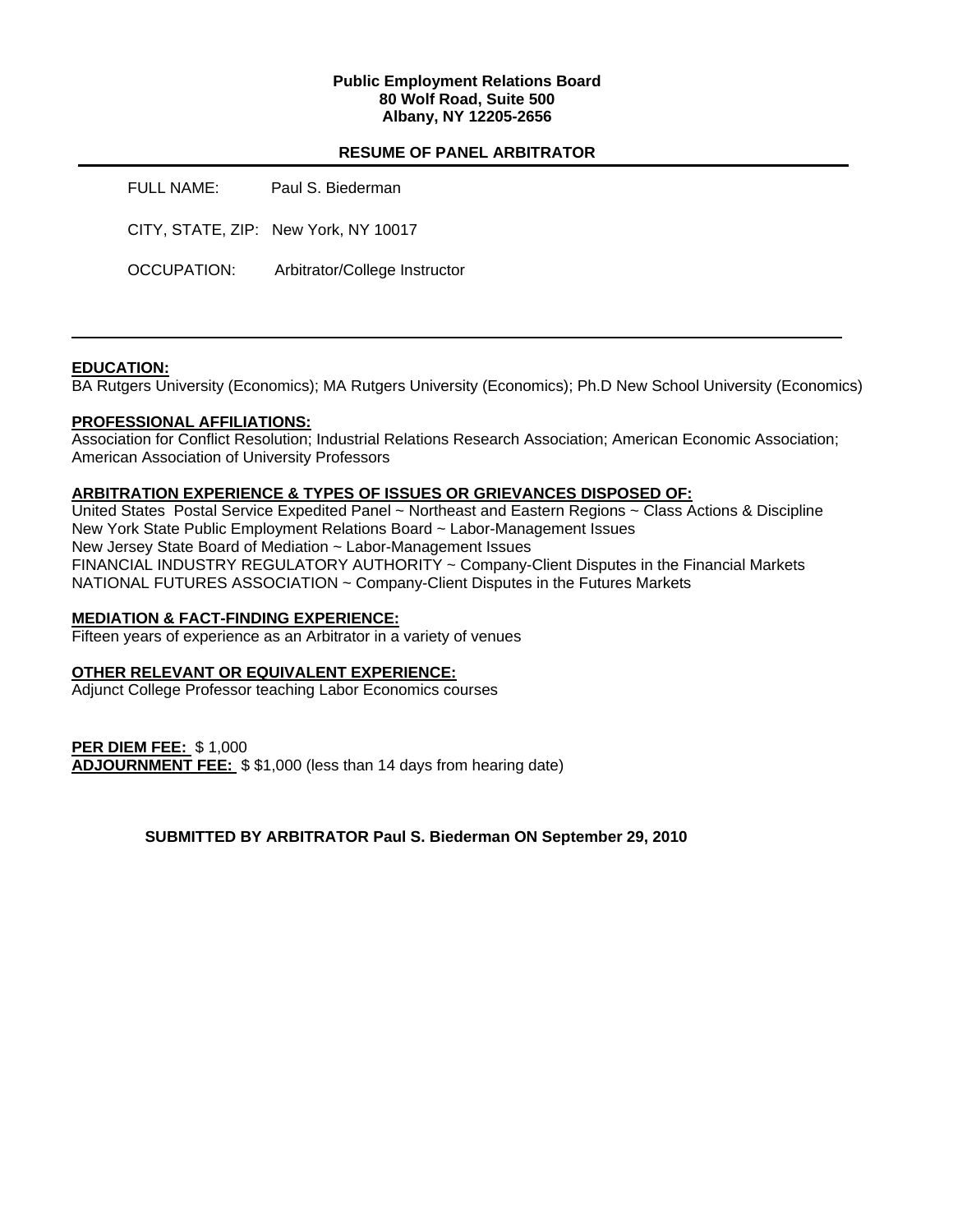**Public Employment Relations Board**
**80 Wolf Road, Suite 500**
**Albany, NY 12205-2656**

## RESUME OF PANEL ARBITRATOR

FULL NAME: Paul S. Biederman

CITY, STATE, ZIP: New York, NY 10017

OCCUPATION: Arbitrator/College Instructor

---

### EDUCATION:

BA Rutgers University (Economics); MA Rutgers University (Economics); Ph.D New School University (Economics)

### PROFESSIONAL AFFILIATIONS:

Association for Conflict Resolution; Industrial Relations Research Association; American Economic Association; American Association of University Professors

### ARBITRATION EXPERIENCE & TYPES OF ISSUES OR GRIEVANCES DISPOSED OF:

United States Postal Service Expedited Panel ~ Northeast and Eastern Regions ~ Class Actions & Discipline
New York State Public Employment Relations Board ~ Labor-Management Issues
New Jersey State Board of Mediation ~ Labor-Management Issues
FINANCIAL INDUSTRY REGULATORY AUTHORITY ~ Company-Client Disputes in the Financial Markets
NATIONAL FUTURES ASSOCIATION ~ Company-Client Disputes in the Futures Markets

### MEDIATION & FACT-FINDING EXPERIENCE:

Fifteen years of experience as an Arbitrator in a variety of venues

### OTHER RELEVANT OR EQUIVALENT EXPERIENCE:

Adjunct College Professor teaching Labor Economics courses

**PER DIEM FEE:** $ 1,000
**ADJOURNMENT FEE:** $ $1,000 (less than 14 days from hearing date)

**SUBMITTED BY ARBITRATOR Paul S. Biederman ON September 29, 2010**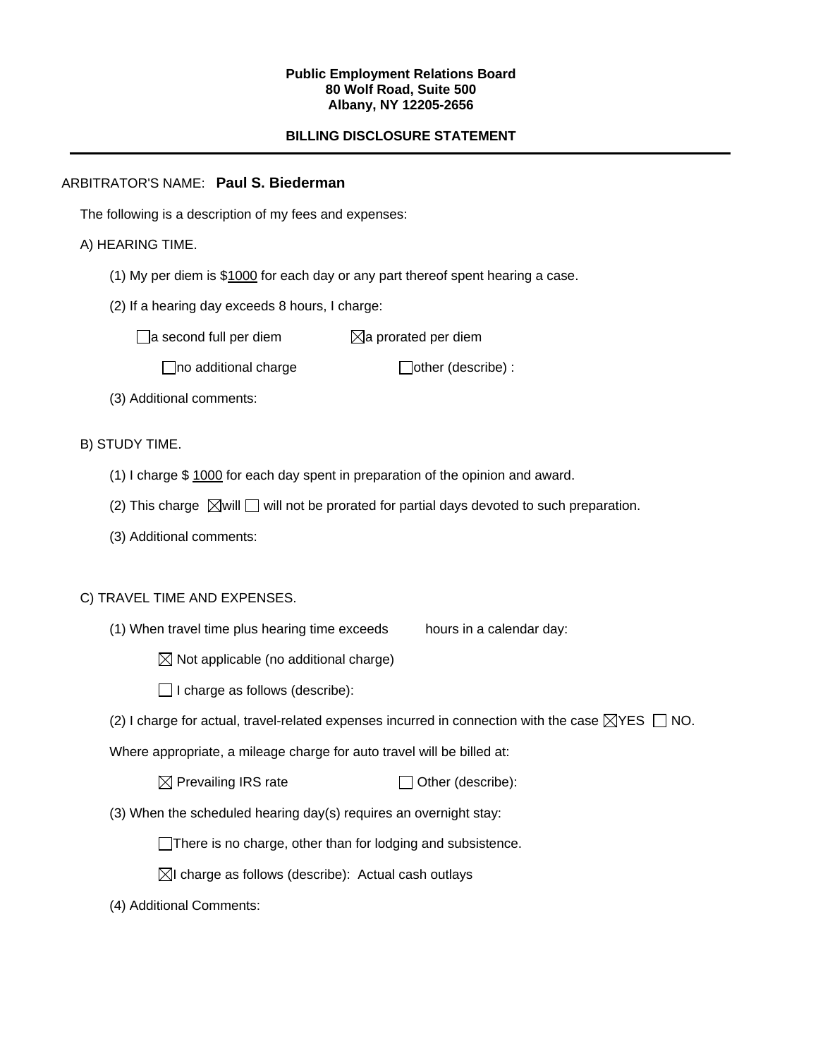**Public Employment Relations Board**
**80 Wolf Road, Suite 500**
**Albany, NY 12205-2656**

**BILLING DISCLOSURE STATEMENT**

---

ARBITRATOR'S NAME: **Paul S. Biederman**

The following is a description of my fees and expenses:

A) HEARING TIME.

(1) My per diem is $1000 for each day or any part thereof spent hearing a case.

(2) If a hearing day exceeds 8 hours, I charge:

☐ a second full per diem ☒ a prorated per diem

☐ no additional charge ☐ other (describe) :

(3) Additional comments:

B) STUDY TIME.

(1) I charge $ 1000 for each day spent in preparation of the opinion and award.

(2) This charge ☒ will ☐ will not be prorated for partial days devoted to such preparation.

(3) Additional comments:

C) TRAVEL TIME AND EXPENSES.

(1) When travel time plus hearing time exceeds hours in a calendar day:

☒ Not applicable (no additional charge)

☐ I charge as follows (describe):

(2) I charge for actual, travel-related expenses incurred in connection with the case ☒ YES ☐ NO.

Where appropriate, a mileage charge for auto travel will be billed at:

☒ Prevailing IRS rate ☐ Other (describe):

(3) When the scheduled hearing day(s) requires an overnight stay:

☐ There is no charge, other than for lodging and subsistence.

☒ I charge as follows (describe): Actual cash outlays

(4) Additional Comments: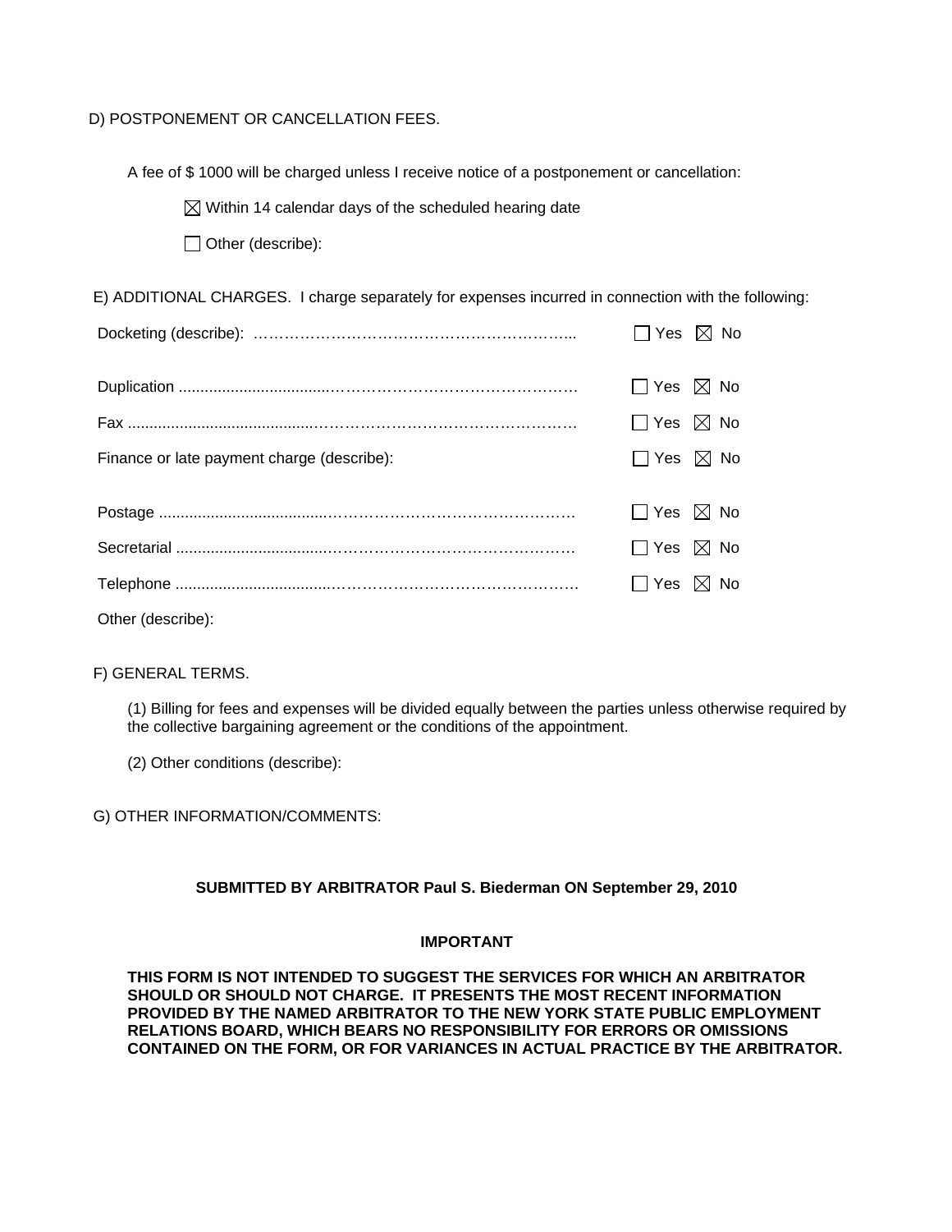D) POSTPONEMENT OR CANCELLATION FEES.

A fee of $ 1000 will be charged unless I receive notice of a postponement or cancellation:

☒ Within 14 calendar days of the scheduled hearing date

☐ Other (describe):

E) ADDITIONAL CHARGES. I charge separately for expenses incurred in connection with the following:

| | |
|---|---|
| Docketing (describe): …………………………………………………….. | ☐ Yes ☒ No |
| Duplication ………………………………………………………………… | ☐ Yes ☒ No |
| Fax ………………………………………………………………………… | ☐ Yes ☒ No |
| Finance or late payment charge (describe): | ☐ Yes ☒ No |
| Postage …………………………………………………………………… | ☐ Yes ☒ No |
| Secretarial ………………………………………………………………… | ☐ Yes ☒ No |
| Telephone ………………………………………………………………… | ☐ Yes ☒ No |

Other (describe):

F) GENERAL TERMS.

(1) Billing for fees and expenses will be divided equally between the parties unless otherwise required by the collective bargaining agreement or the conditions of the appointment.

(2) Other conditions (describe):

G) OTHER INFORMATION/COMMENTS:

**SUBMITTED BY ARBITRATOR Paul S. Biederman ON September 29, 2010**

**IMPORTANT**

**THIS FORM IS NOT INTENDED TO SUGGEST THE SERVICES FOR WHICH AN ARBITRATOR SHOULD OR SHOULD NOT CHARGE. IT PRESENTS THE MOST RECENT INFORMATION PROVIDED BY THE NAMED ARBITRATOR TO THE NEW YORK STATE PUBLIC EMPLOYMENT RELATIONS BOARD, WHICH BEARS NO RESPONSIBILITY FOR ERRORS OR OMISSIONS CONTAINED ON THE FORM, OR FOR VARIANCES IN ACTUAL PRACTICE BY THE ARBITRATOR.**